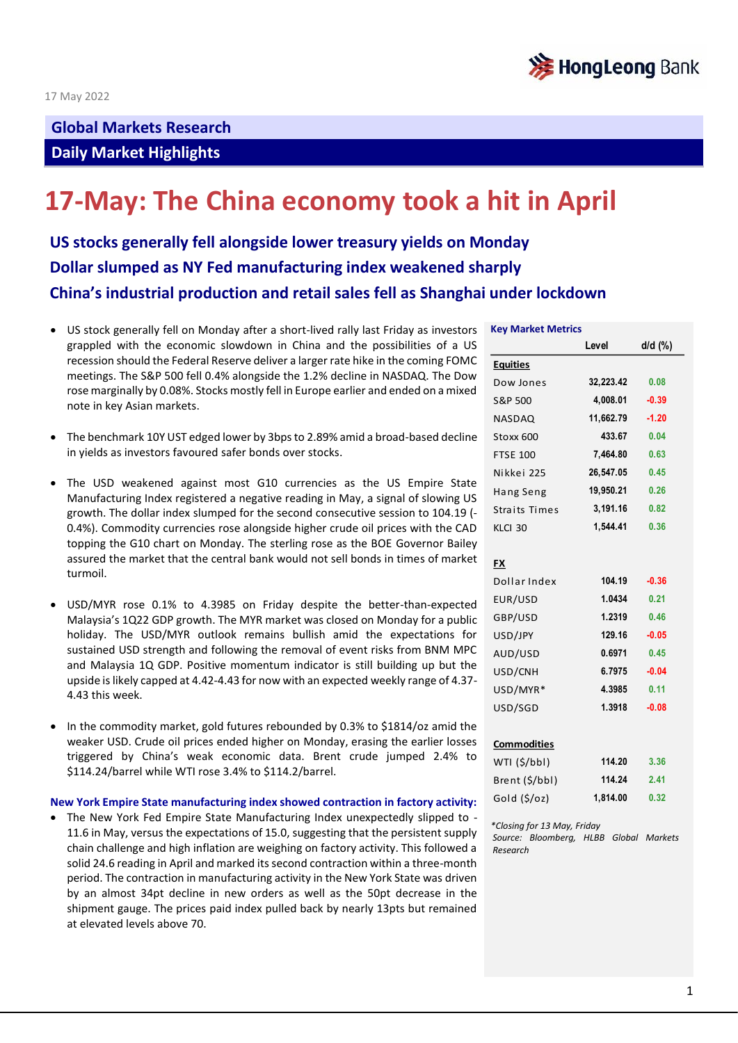17 May 2022

**Global Markets Research**

**Daily Market Highlights**

# 17-May: The China economy took a hit in April

### US stocks generally fell alongside lower treasury yields on Monday
### Dollar slumped as NY Fed manufacturing index weakened sharply
### China's industrial production and retail sales fell as Shanghai under lockdown

- US stock generally fell on Monday after a short-lived rally last Friday as investors grappled with the economic slowdown in China and the possibilities of a US recession should the Federal Reserve deliver a larger rate hike in the coming FOMC meetings. The S&P 500 fell 0.4% alongside the 1.2% decline in NASDAQ. The Dow rose marginally by 0.08%. Stocks mostly fell in Europe earlier and ended on a mixed note in key Asian markets.

- The benchmark 10Y UST edged lower by 3bps to 2.89% amid a broad-based decline in yields as investors favoured safer bonds over stocks.

- The USD weakened against most G10 currencies as the US Empire State Manufacturing Index registered a negative reading in May, a signal of slowing US growth. The dollar index slumped for the second consecutive session to 104.19 (-0.4%). Commodity currencies rose alongside higher crude oil prices with the CAD topping the G10 chart on Monday. The sterling rose as the BOE Governor Bailey assured the market that the central bank would not sell bonds in times of market turmoil.

- USD/MYR rose 0.1% to 4.3985 on Friday despite the better-than-expected Malaysia's 1Q22 GDP growth. The MYR market was closed on Monday for a public holiday. The USD/MYR outlook remains bullish amid the expectations for sustained USD strength and following the removal of event risks from BNM MPC and Malaysia 1Q GDP. Positive momentum indicator is still building up but the upside is likely capped at 4.42-4.43 for now with an expected weekly range of 4.37-4.43 this week.

- In the commodity market, gold futures rebounded by 0.3% to $1814/oz amid the weaker USD. Crude oil prices ended higher on Monday, erasing the earlier losses triggered by China's weak economic data. Brent crude jumped 2.4% to $114.24/barrel while WTI rose 3.4% to $114.2/barrel.

**New York Empire State manufacturing index showed contraction in factory activity:**

- The New York Fed Empire State Manufacturing Index unexpectedly slipped to -11.6 in May, versus the expectations of 15.0, suggesting that the persistent supply chain challenge and high inflation are weighing on factory activity. This followed a solid 24.6 reading in April and marked its second contraction within a three-month period. The contraction in manufacturing activity in the New York State was driven by an almost 34pt decline in new orders as well as the 50pt decrease in the shipment gauge. The prices paid index pulled back by nearly 13pts but remained at elevated levels above 70.

**Key Market Metrics**

| | Level | d/d (%) |
|---|---|---|
| **Equities** | | |
| Dow Jones | 32,223.42 | 0.08 |
| S&P 500 | 4,008.01 | -0.39 |
| NASDAQ | 11,662.79 | -1.20 |
| Stoxx 600 | 433.67 | 0.04 |
| FTSE 100 | 7,464.80 | 0.63 |
| Nikkei 225 | 26,547.05 | 0.45 |
| Hang Seng | 19,950.21 | 0.26 |
| Straits Times | 3,191.16 | 0.82 |
| KLCI 30 | 1,544.41 | 0.36 |
| **FX** | | |
| Dollar Index | 104.19 | -0.36 |
| EUR/USD | 1.0434 | 0.21 |
| GBP/USD | 1.2319 | 0.46 |
| USD/JPY | 129.16 | -0.05 |
| AUD/USD | 0.6971 | 0.45 |
| USD/CNH | 6.7975 | -0.04 |
| USD/MYR* | 4.3985 | 0.11 |
| USD/SGD | 1.3918 | -0.08 |
| **Commodities** | | |
| WTI ($/bbl) | 114.20 | 3.36 |
| Brent ($/bbl) | 114.24 | 2.41 |
| Gold ($/oz) | 1,814.00 | 0.32 |

*\*Closing for 13 May, Friday*
*Source: Bloomberg, HLBB Global Markets Research*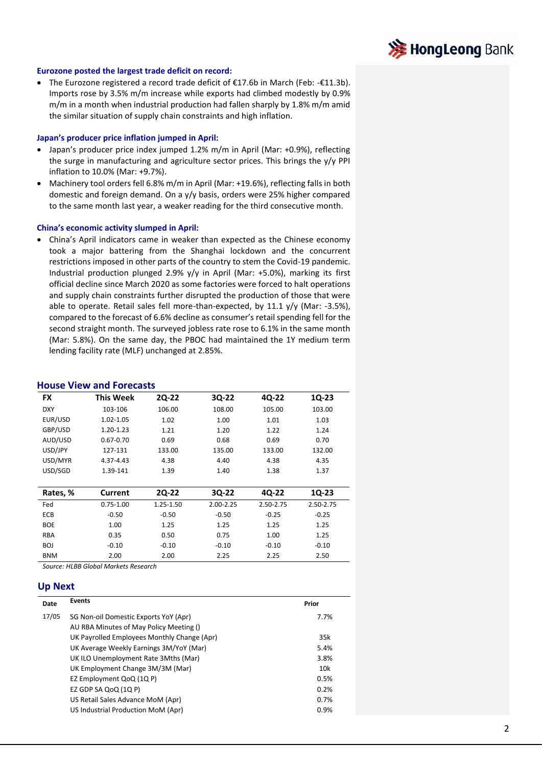### Eurozone posted the largest trade deficit on record:

- The Eurozone registered a record trade deficit of €17.6b in March (Feb: -€11.3b). Imports rose by 3.5% m/m increase while exports had climbed modestly by 0.9% m/m in a month when industrial production had fallen sharply by 1.8% m/m amid the similar situation of supply chain constraints and high inflation.

### Japan's producer price inflation jumped in April:

- Japan's producer price index jumped 1.2% m/m in April (Mar: +0.9%), reflecting the surge in manufacturing and agriculture sector prices. This brings the y/y PPI inflation to 10.0% (Mar: +9.7%).
- Machinery tool orders fell 6.8% m/m in April (Mar: +19.6%), reflecting falls in both domestic and foreign demand. On a y/y basis, orders were 25% higher compared to the same month last year, a weaker reading for the third consecutive month.

### China's economic activity slumped in April:

- China's April indicators came in weaker than expected as the Chinese economy took a major battering from the Shanghai lockdown and the concurrent restrictions imposed in other parts of the country to stem the Covid-19 pandemic. Industrial production plunged 2.9% y/y in April (Mar: +5.0%), marking its first official decline since March 2020 as some factories were forced to halt operations and supply chain constraints further disrupted the production of those that were able to operate. Retail sales fell more-than-expected, by 11.1 y/y (Mar: -3.5%), compared to the forecast of 6.6% decline as consumer's retail spending fell for the second straight month. The surveyed jobless rate rose to 6.1% in the same month (Mar: 5.8%). On the same day, the PBOC had maintained the 1Y medium term lending facility rate (MLF) unchanged at 2.85%.

## House View and Forecasts

| FX | This Week | 2Q-22 | 3Q-22 | 4Q-22 | 1Q-23 |
|---|---|---|---|---|---|
| DXY | 103-106 | 106.00 | 108.00 | 105.00 | 103.00 |
| EUR/USD | 1.02-1.05 | 1.02 | 1.00 | 1.01 | 1.03 |
| GBP/USD | 1.20-1.23 | 1.21 | 1.20 | 1.22 | 1.24 |
| AUD/USD | 0.67-0.70 | 0.69 | 0.68 | 0.69 | 0.70 |
| USD/JPY | 127-131 | 133.00 | 135.00 | 133.00 | 132.00 |
| USD/MYR | 4.37-4.43 | 4.38 | 4.40 | 4.38 | 4.35 |
| USD/SGD | 1.39-141 | 1.39 | 1.40 | 1.38 | 1.37 |

| Rates, % | Current | 2Q-22 | 3Q-22 | 4Q-22 | 1Q-23 |
|---|---|---|---|---|---|
| Fed | 0.75-1.00 | 1.25-1.50 | 2.00-2.25 | 2.50-2.75 | 2.50-2.75 |
| ECB | -0.50 | -0.50 | -0.50 | -0.25 | -0.25 |
| BOE | 1.00 | 1.25 | 1.25 | 1.25 | 1.25 |
| RBA | 0.35 | 0.50 | 0.75 | 1.00 | 1.25 |
| BOJ | -0.10 | -0.10 | -0.10 | -0.10 | -0.10 |
| BNM | 2.00 | 2.00 | 2.25 | 2.25 | 2.50 |

*Source: HLBB Global Markets Research*

## Up Next

| Date | Events | Prior |
|---|---|---|
| 17/05 | SG Non-oil Domestic Exports YoY (Apr) | 7.7% |
| | AU RBA Minutes of May Policy Meeting () | |
| | UK Payrolled Employees Monthly Change (Apr) | 35k |
| | UK Average Weekly Earnings 3M/YoY (Mar) | 5.4% |
| | UK ILO Unemployment Rate 3Mths (Mar) | 3.8% |
| | UK Employment Change 3M/3M (Mar) | 10k |
| | EZ Employment QoQ (1Q P) | 0.5% |
| | EZ GDP SA QoQ (1Q P) | 0.2% |
| | US Retail Sales Advance MoM (Apr) | 0.7% |
| | US Industrial Production MoM (Apr) | 0.9% |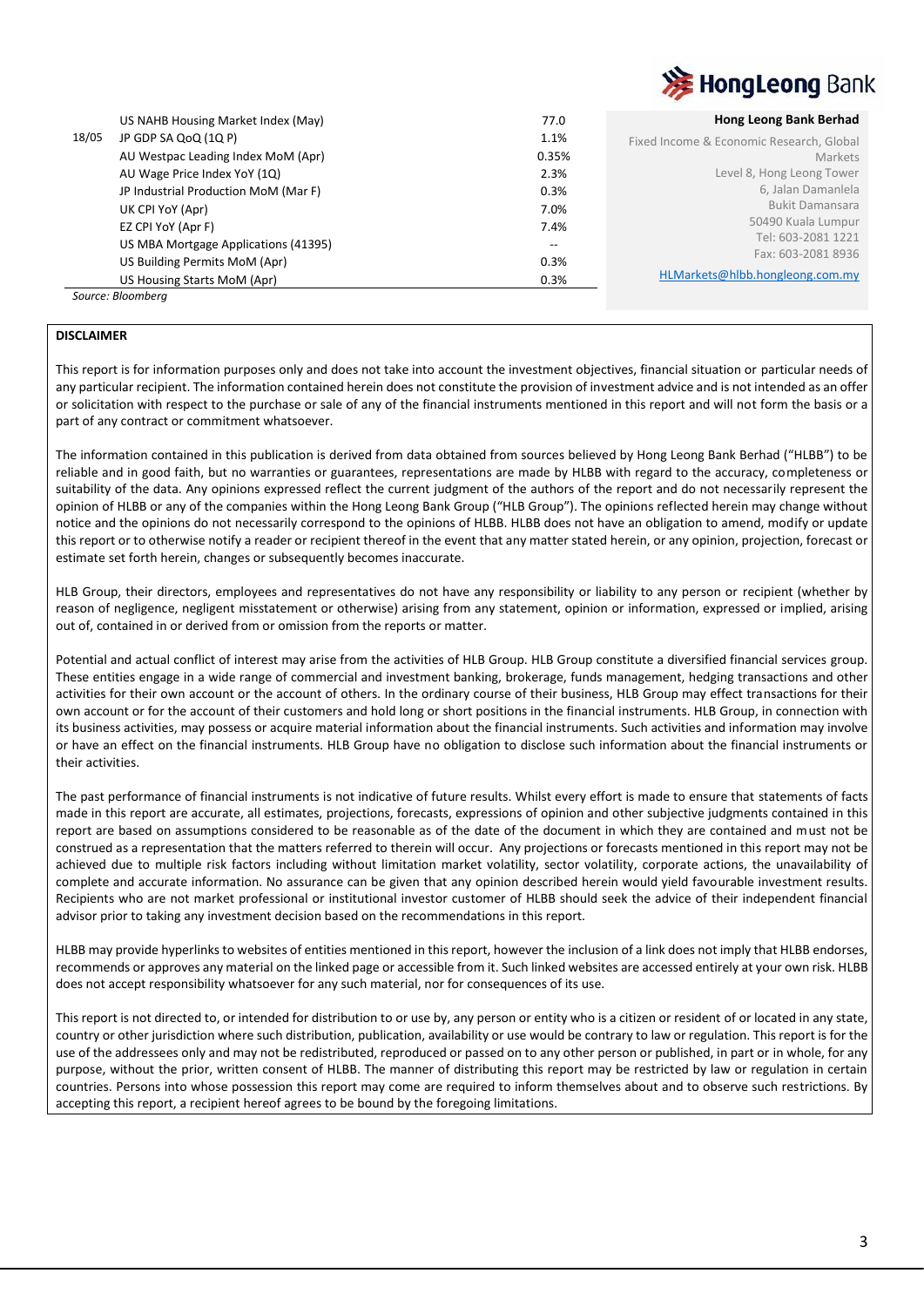| | | |
|---|---|---|
| | US NAHB Housing Market Index (May) | 77.0 |
| 18/05 | JP GDP SA QoQ (1Q P) | 1.1% |
| | AU Westpac Leading Index MoM (Apr) | 0.35% |
| | AU Wage Price Index YoY (1Q) | 2.3% |
| | JP Industrial Production MoM (Mar F) | 0.3% |
| | UK CPI YoY (Apr) | 7.0% |
| | EZ CPI YoY (Apr F) | 7.4% |
| | US MBA Mortgage Applications (41395) | -- |
| | US Building Permits MoM (Apr) | 0.3% |
| | US Housing Starts MoM (Apr) | 0.3% |

*Source: Bloomberg*

**Hong Leong Bank Berhad**

Fixed Income & Economic Research, Global Markets
Level 8, Hong Leong Tower
6, Jalan Damanlela
Bukit Damansara
50490 Kuala Lumpur
Tel: 603-2081 1221
Fax: 603-2081 8936

HLMarkets@hlbb.hongleong.com.my

**DISCLAIMER**

This report is for information purposes only and does not take into account the investment objectives, financial situation or particular needs of any particular recipient. The information contained herein does not constitute the provision of investment advice and is not intended as an offer or solicitation with respect to the purchase or sale of any of the financial instruments mentioned in this report and will not form the basis or a part of any contract or commitment whatsoever.

The information contained in this publication is derived from data obtained from sources believed by Hong Leong Bank Berhad ("HLBB") to be reliable and in good faith, but no warranties or guarantees, representations are made by HLBB with regard to the accuracy, completeness or suitability of the data. Any opinions expressed reflect the current judgment of the authors of the report and do not necessarily represent the opinion of HLBB or any of the companies within the Hong Leong Bank Group ("HLB Group"). The opinions reflected herein may change without notice and the opinions do not necessarily correspond to the opinions of HLBB. HLBB does not have an obligation to amend, modify or update this report or to otherwise notify a reader or recipient thereof in the event that any matter stated herein, or any opinion, projection, forecast or estimate set forth herein, changes or subsequently becomes inaccurate.

HLB Group, their directors, employees and representatives do not have any responsibility or liability to any person or recipient (whether by reason of negligence, negligent misstatement or otherwise) arising from any statement, opinion or information, expressed or implied, arising out of, contained in or derived from or omission from the reports or matter.

Potential and actual conflict of interest may arise from the activities of HLB Group. HLB Group constitute a diversified financial services group. These entities engage in a wide range of commercial and investment banking, brokerage, funds management, hedging transactions and other activities for their own account or the account of others. In the ordinary course of their business, HLB Group may effect transactions for their own account or for the account of their customers and hold long or short positions in the financial instruments. HLB Group, in connection with its business activities, may possess or acquire material information about the financial instruments. Such activities and information may involve or have an effect on the financial instruments. HLB Group have no obligation to disclose such information about the financial instruments or their activities.

The past performance of financial instruments is not indicative of future results. Whilst every effort is made to ensure that statements of facts made in this report are accurate, all estimates, projections, forecasts, expressions of opinion and other subjective judgments contained in this report are based on assumptions considered to be reasonable as of the date of the document in which they are contained and must not be construed as a representation that the matters referred to therein will occur. Any projections or forecasts mentioned in this report may not be achieved due to multiple risk factors including without limitation market volatility, sector volatility, corporate actions, the unavailability of complete and accurate information. No assurance can be given that any opinion described herein would yield favourable investment results. Recipients who are not market professional or institutional investor customer of HLBB should seek the advice of their independent financial advisor prior to taking any investment decision based on the recommendations in this report.

HLBB may provide hyperlinks to websites of entities mentioned in this report, however the inclusion of a link does not imply that HLBB endorses, recommends or approves any material on the linked page or accessible from it. Such linked websites are accessed entirely at your own risk. HLBB does not accept responsibility whatsoever for any such material, nor for consequences of its use.

This report is not directed to, or intended for distribution to or use by, any person or entity who is a citizen or resident of or located in any state, country or other jurisdiction where such distribution, publication, availability or use would be contrary to law or regulation. This report is for the use of the addressees only and may not be redistributed, reproduced or passed on to any other person or published, in part or in whole, for any purpose, without the prior, written consent of HLBB. The manner of distributing this report may be restricted by law or regulation in certain countries. Persons into whose possession this report may come are required to inform themselves about and to observe such restrictions. By accepting this report, a recipient hereof agrees to be bound by the foregoing limitations.